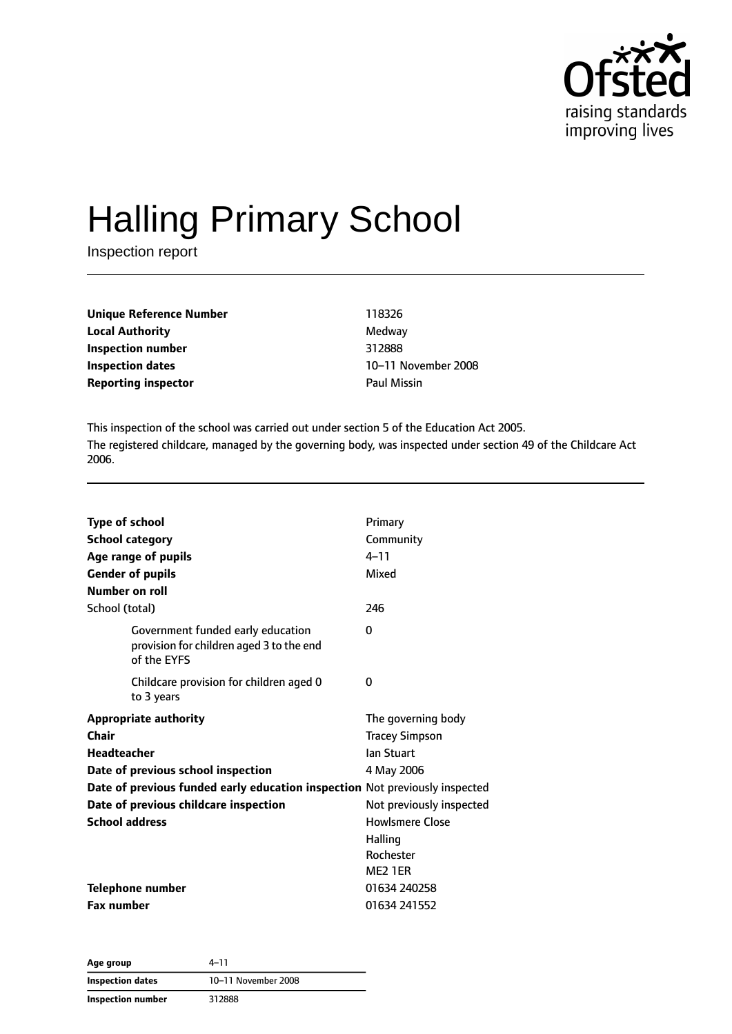# Halling Primary School

Inspection report

| | |
|---|---|
| **Unique Reference Number** | 118326 |
| **Local Authority** | Medway |
| **Inspection number** | 312888 |
| **Inspection dates** | 10–11 November 2008 |
| **Reporting inspector** | Paul Missin |

This inspection of the school was carried out under section 5 of the Education Act 2005.

The registered childcare, managed by the governing body, was inspected under section 49 of the Childcare Act 2006.

| | |
|---|---|
| **Type of school** | Primary |
| **School category** | Community |
| **Age range of pupils** | 4–11 |
| **Gender of pupils** | Mixed |
| **Number on roll** | |
| School (total) | 246 |
| Government funded early education provision for children aged 3 to the end of the EYFS | 0 |
| Childcare provision for children aged 0 to 3 years | 0 |
| **Appropriate authority** | The governing body |
| **Chair** | Tracey Simpson |
| **Headteacher** | Ian Stuart |
| **Date of previous school inspection** | 4 May 2006 |
| **Date of previous funded early education inspection** | Not previously inspected |
| **Date of previous childcare inspection** | Not previously inspected |
| **School address** | Howlsmere Close<br>Halling<br>Rochester<br>ME2 1ER |
| **Telephone number** | 01634 240258 |
| **Fax number** | 01634 241552 |

| | |
|---|---|
| **Age group** | 4–11 |
| **Inspection dates** | 10–11 November 2008 |
| **Inspection number** | 312888 |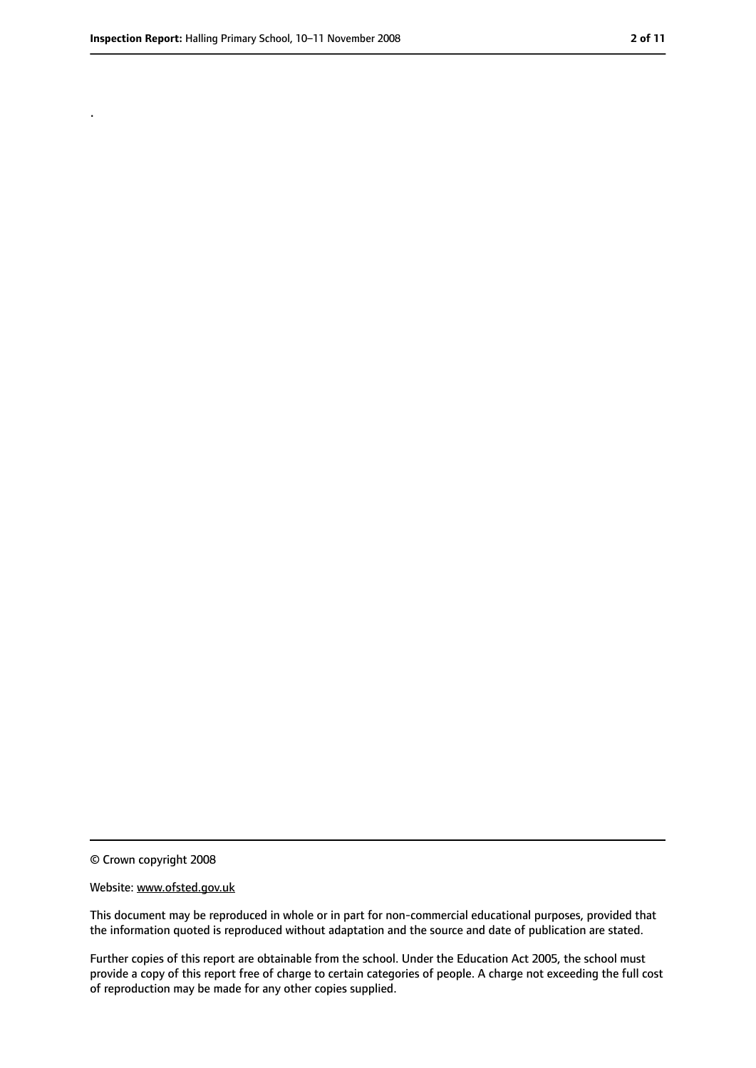.

© Crown copyright 2008

Website: www.ofsted.gov.uk

This document may be reproduced in whole or in part for non-commercial educational purposes, provided that the information quoted is reproduced without adaptation and the source and date of publication are stated.

Further copies of this report are obtainable from the school. Under the Education Act 2005, the school must provide a copy of this report free of charge to certain categories of people. A charge not exceeding the full cost of reproduction may be made for any other copies supplied.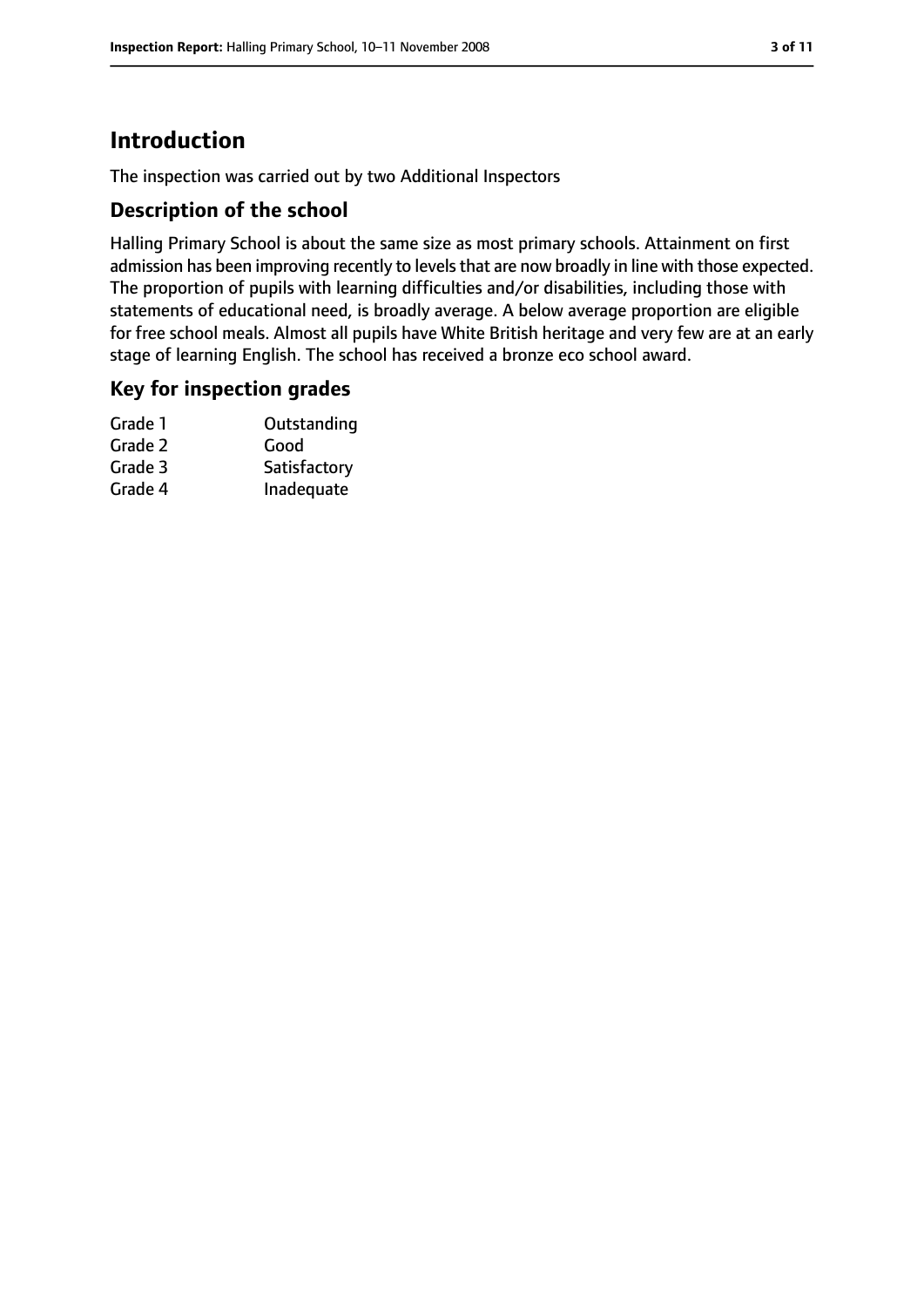# Introduction

The inspection was carried out by two Additional Inspectors

## Description of the school

Halling Primary School is about the same size as most primary schools. Attainment on first admission has been improving recently to levels that are now broadly in line with those expected. The proportion of pupils with learning difficulties and/or disabilities, including those with statements of educational need, is broadly average. A below average proportion are eligible for free school meals. Almost all pupils have White British heritage and very few are at an early stage of learning English. The school has received a bronze eco school award.

## Key for inspection grades

| | |
|---|---|
| Grade 1 | Outstanding |
| Grade 2 | Good |
| Grade 3 | Satisfactory |
| Grade 4 | Inadequate |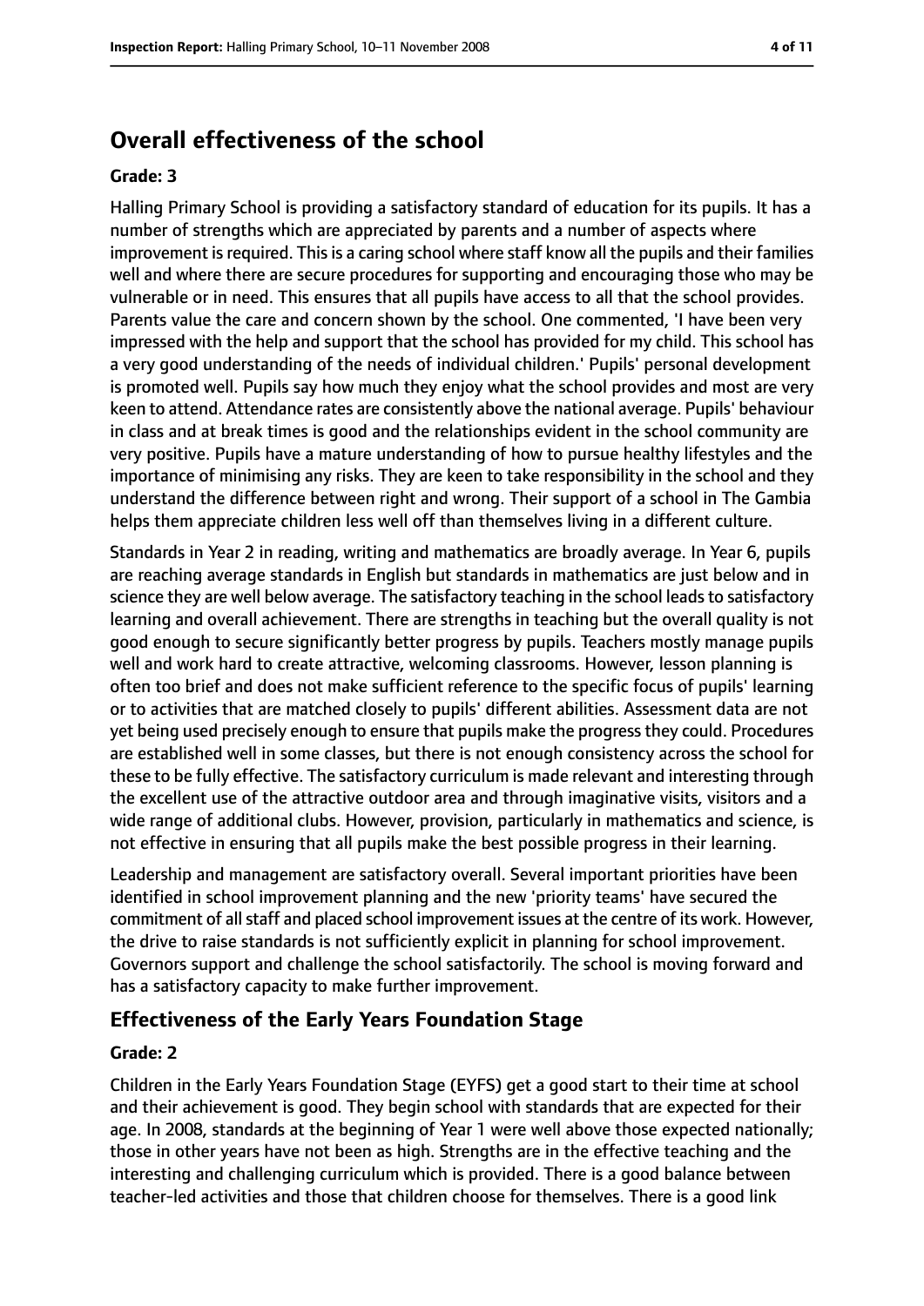# Overall effectiveness of the school

**Grade: 3**

Halling Primary School is providing a satisfactory standard of education for its pupils. It has a number of strengths which are appreciated by parents and a number of aspects where improvement is required. This is a caring school where staff know all the pupils and their families well and where there are secure procedures for supporting and encouraging those who may be vulnerable or in need. This ensures that all pupils have access to all that the school provides. Parents value the care and concern shown by the school. One commented, 'I have been very impressed with the help and support that the school has provided for my child. This school has a very good understanding of the needs of individual children.' Pupils' personal development is promoted well. Pupils say how much they enjoy what the school provides and most are very keen to attend. Attendance rates are consistently above the national average. Pupils' behaviour in class and at break times is good and the relationships evident in the school community are very positive. Pupils have a mature understanding of how to pursue healthy lifestyles and the importance of minimising any risks. They are keen to take responsibility in the school and they understand the difference between right and wrong. Their support of a school in The Gambia helps them appreciate children less well off than themselves living in a different culture.

Standards in Year 2 in reading, writing and mathematics are broadly average. In Year 6, pupils are reaching average standards in English but standards in mathematics are just below and in science they are well below average. The satisfactory teaching in the school leads to satisfactory learning and overall achievement. There are strengths in teaching but the overall quality is not good enough to secure significantly better progress by pupils. Teachers mostly manage pupils well and work hard to create attractive, welcoming classrooms. However, lesson planning is often too brief and does not make sufficient reference to the specific focus of pupils' learning or to activities that are matched closely to pupils' different abilities. Assessment data are not yet being used precisely enough to ensure that pupils make the progress they could. Procedures are established well in some classes, but there is not enough consistency across the school for these to be fully effective. The satisfactory curriculum is made relevant and interesting through the excellent use of the attractive outdoor area and through imaginative visits, visitors and a wide range of additional clubs. However, provision, particularly in mathematics and science, is not effective in ensuring that all pupils make the best possible progress in their learning.

Leadership and management are satisfactory overall. Several important priorities have been identified in school improvement planning and the new 'priority teams' have secured the commitment of all staff and placed school improvement issues at the centre of its work. However, the drive to raise standards is not sufficiently explicit in planning for school improvement. Governors support and challenge the school satisfactorily. The school is moving forward and has a satisfactory capacity to make further improvement.

## Effectiveness of the Early Years Foundation Stage

**Grade: 2**

Children in the Early Years Foundation Stage (EYFS) get a good start to their time at school and their achievement is good. They begin school with standards that are expected for their age. In 2008, standards at the beginning of Year 1 were well above those expected nationally; those in other years have not been as high. Strengths are in the effective teaching and the interesting and challenging curriculum which is provided. There is a good balance between teacher-led activities and those that children choose for themselves. There is a good link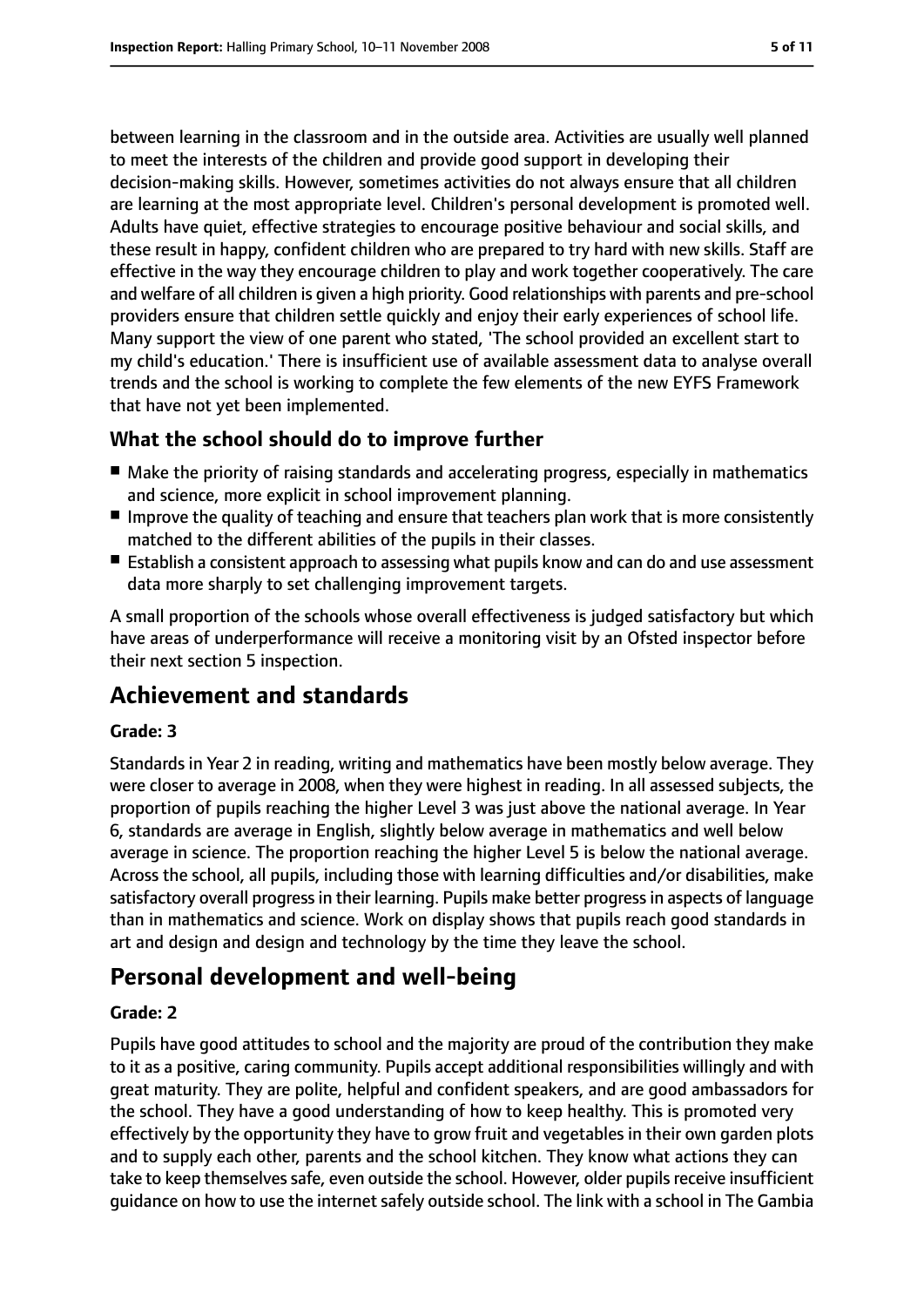between learning in the classroom and in the outside area. Activities are usually well planned to meet the interests of the children and provide good support in developing their decision-making skills. However, sometimes activities do not always ensure that all children are learning at the most appropriate level. Children's personal development is promoted well. Adults have quiet, effective strategies to encourage positive behaviour and social skills, and these result in happy, confident children who are prepared to try hard with new skills. Staff are effective in the way they encourage children to play and work together cooperatively. The care and welfare of all children is given a high priority. Good relationships with parents and pre-school providers ensure that children settle quickly and enjoy their early experiences of school life. Many support the view of one parent who stated, 'The school provided an excellent start to my child's education.' There is insufficient use of available assessment data to analyse overall trends and the school is working to complete the few elements of the new EYFS Framework that have not yet been implemented.

### What the school should do to improve further

- Make the priority of raising standards and accelerating progress, especially in mathematics and science, more explicit in school improvement planning.
- Improve the quality of teaching and ensure that teachers plan work that is more consistently matched to the different abilities of the pupils in their classes.
- Establish a consistent approach to assessing what pupils know and can do and use assessment data more sharply to set challenging improvement targets.

A small proportion of the schools whose overall effectiveness is judged satisfactory but which have areas of underperformance will receive a monitoring visit by an Ofsted inspector before their next section 5 inspection.

## Achievement and standards

#### Grade: 3

Standards in Year 2 in reading, writing and mathematics have been mostly below average. They were closer to average in 2008, when they were highest in reading. In all assessed subjects, the proportion of pupils reaching the higher Level 3 was just above the national average. In Year 6, standards are average in English, slightly below average in mathematics and well below average in science. The proportion reaching the higher Level 5 is below the national average. Across the school, all pupils, including those with learning difficulties and/or disabilities, make satisfactory overall progress in their learning. Pupils make better progress in aspects of language than in mathematics and science. Work on display shows that pupils reach good standards in art and design and design and technology by the time they leave the school.

## Personal development and well-being

#### Grade: 2

Pupils have good attitudes to school and the majority are proud of the contribution they make to it as a positive, caring community. Pupils accept additional responsibilities willingly and with great maturity. They are polite, helpful and confident speakers, and are good ambassadors for the school. They have a good understanding of how to keep healthy. This is promoted very effectively by the opportunity they have to grow fruit and vegetables in their own garden plots and to supply each other, parents and the school kitchen. They know what actions they can take to keep themselves safe, even outside the school. However, older pupils receive insufficient guidance on how to use the internet safely outside school. The link with a school in The Gambia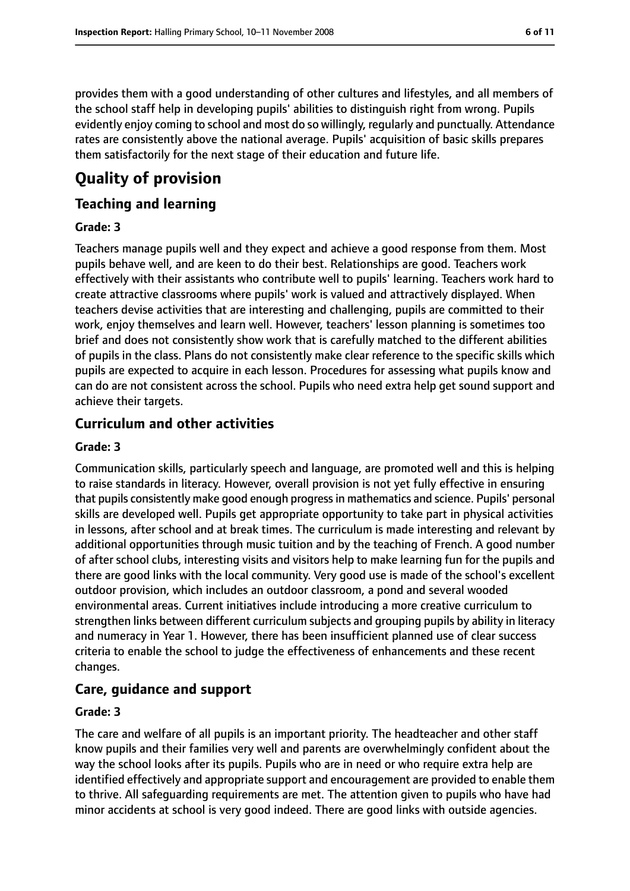provides them with a good understanding of other cultures and lifestyles, and all members of the school staff help in developing pupils' abilities to distinguish right from wrong. Pupils evidently enjoy coming to school and most do so willingly, regularly and punctually. Attendance rates are consistently above the national average. Pupils' acquisition of basic skills prepares them satisfactorily for the next stage of their education and future life.

# Quality of provision

## Teaching and learning

### Grade: 3

Teachers manage pupils well and they expect and achieve a good response from them. Most pupils behave well, and are keen to do their best. Relationships are good. Teachers work effectively with their assistants who contribute well to pupils' learning. Teachers work hard to create attractive classrooms where pupils' work is valued and attractively displayed. When teachers devise activities that are interesting and challenging, pupils are committed to their work, enjoy themselves and learn well. However, teachers' lesson planning is sometimes too brief and does not consistently show work that is carefully matched to the different abilities of pupils in the class. Plans do not consistently make clear reference to the specific skills which pupils are expected to acquire in each lesson. Procedures for assessing what pupils know and can do are not consistent across the school. Pupils who need extra help get sound support and achieve their targets.

## Curriculum and other activities

### Grade: 3

Communication skills, particularly speech and language, are promoted well and this is helping to raise standards in literacy. However, overall provision is not yet fully effective in ensuring that pupils consistently make good enough progress in mathematics and science. Pupils' personal skills are developed well. Pupils get appropriate opportunity to take part in physical activities in lessons, after school and at break times. The curriculum is made interesting and relevant by additional opportunities through music tuition and by the teaching of French. A good number of after school clubs, interesting visits and visitors help to make learning fun for the pupils and there are good links with the local community. Very good use is made of the school's excellent outdoor provision, which includes an outdoor classroom, a pond and several wooded environmental areas. Current initiatives include introducing a more creative curriculum to strengthen links between different curriculum subjects and grouping pupils by ability in literacy and numeracy in Year 1. However, there has been insufficient planned use of clear success criteria to enable the school to judge the effectiveness of enhancements and these recent changes.

## Care, guidance and support

### Grade: 3

The care and welfare of all pupils is an important priority. The headteacher and other staff know pupils and their families very well and parents are overwhelmingly confident about the way the school looks after its pupils. Pupils who are in need or who require extra help are identified effectively and appropriate support and encouragement are provided to enable them to thrive. All safeguarding requirements are met. The attention given to pupils who have had minor accidents at school is very good indeed. There are good links with outside agencies.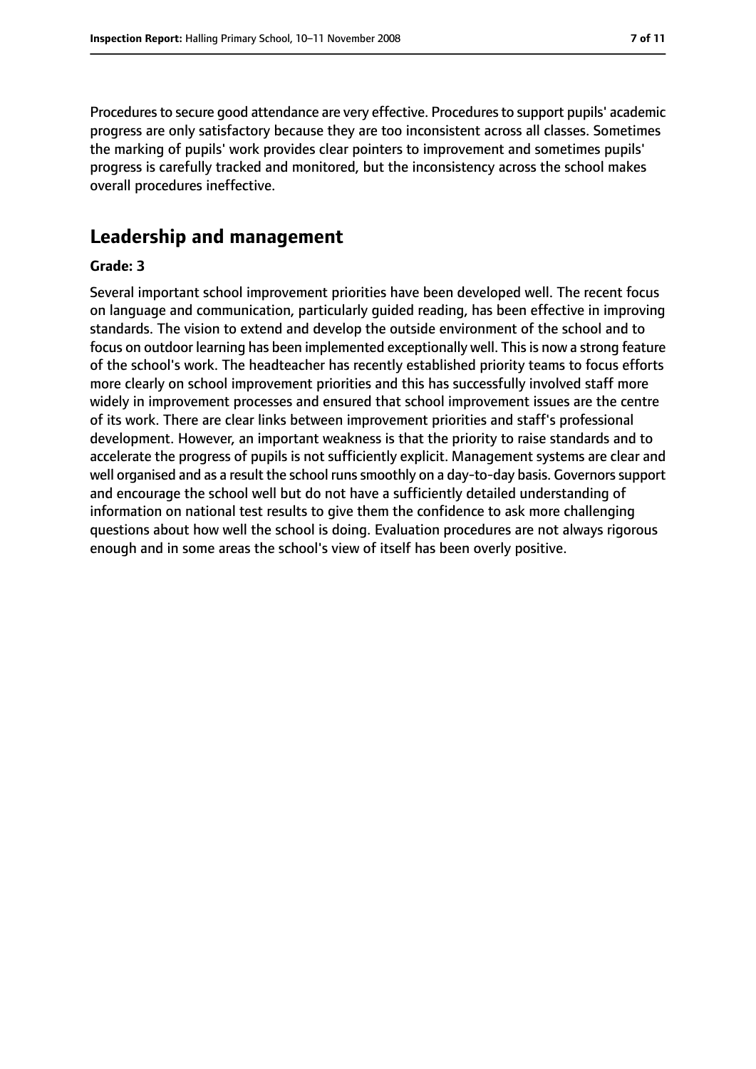Procedures to secure good attendance are very effective. Procedures to support pupils' academic progress are only satisfactory because they are too inconsistent across all classes. Sometimes the marking of pupils' work provides clear pointers to improvement and sometimes pupils' progress is carefully tracked and monitored, but the inconsistency across the school makes overall procedures ineffective.

## Leadership and management

#### Grade: 3

Several important school improvement priorities have been developed well. The recent focus on language and communication, particularly guided reading, has been effective in improving standards. The vision to extend and develop the outside environment of the school and to focus on outdoor learning has been implemented exceptionally well. This is now a strong feature of the school's work. The headteacher has recently established priority teams to focus efforts more clearly on school improvement priorities and this has successfully involved staff more widely in improvement processes and ensured that school improvement issues are the centre of its work. There are clear links between improvement priorities and staff's professional development. However, an important weakness is that the priority to raise standards and to accelerate the progress of pupils is not sufficiently explicit. Management systems are clear and well organised and as a result the school runs smoothly on a day-to-day basis. Governors support and encourage the school well but do not have a sufficiently detailed understanding of information on national test results to give them the confidence to ask more challenging questions about how well the school is doing. Evaluation procedures are not always rigorous enough and in some areas the school's view of itself has been overly positive.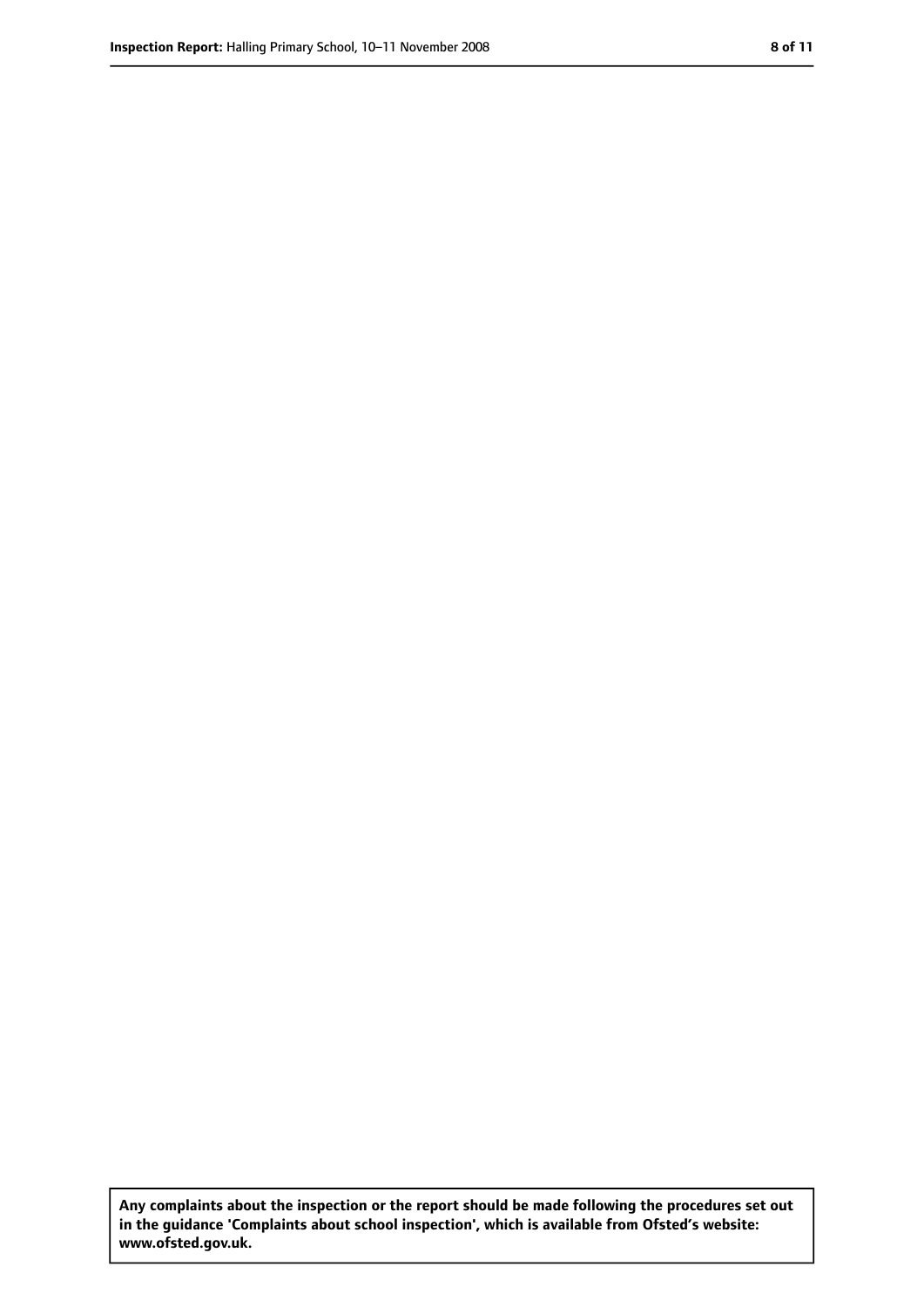**Any complaints about the inspection or the report should be made following the procedures set out in the guidance 'Complaints about school inspection', which is available from Ofsted's website: www.ofsted.gov.uk.**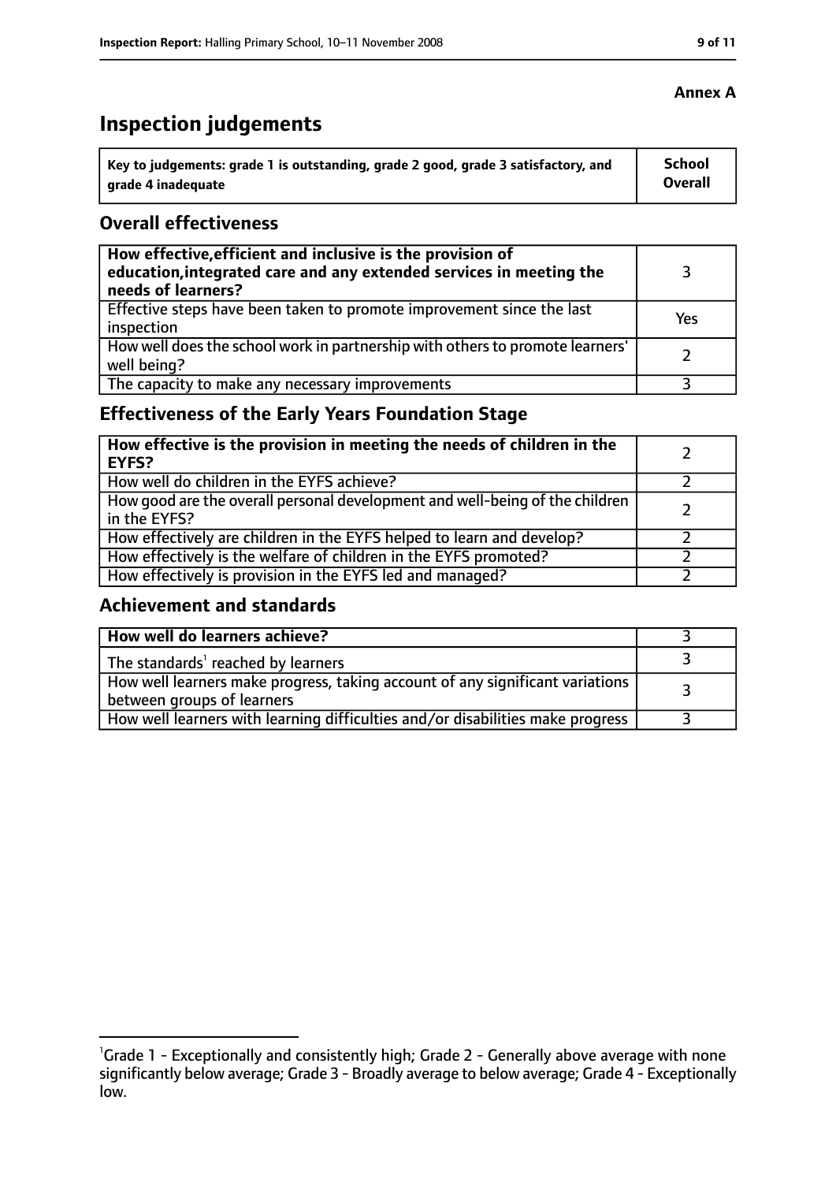**Annex A**

# Inspection judgements

| Key to judgements: grade 1 is outstanding, grade 2 good, grade 3 satisfactory, and grade 4 inadequate | School Overall |
| --- | --- |

## Overall effectiveness

| | |
| --- | --- |
| **How effective, efficient and inclusive is the provision of education, integrated care and any extended services in meeting the needs of learners?** | 3 |
| Effective steps have been taken to promote improvement since the last inspection | Yes |
| How well does the school work in partnership with others to promote learners' well being? | 2 |
| The capacity to make any necessary improvements | 3 |

## Effectiveness of the Early Years Foundation Stage

| | |
| --- | --- |
| **How effective is the provision in meeting the needs of children in the EYFS?** | 2 |
| How well do children in the EYFS achieve? | 2 |
| How good are the overall personal development and well-being of the children in the EYFS? | 2 |
| How effectively are children in the EYFS helped to learn and develop? | 2 |
| How effectively is the welfare of children in the EYFS promoted? | 2 |
| How effectively is provision in the EYFS led and managed? | 2 |

## Achievement and standards

| | |
| --- | --- |
| **How well do learners achieve?** | 3 |
| The standards[1] reached by learners | 3 |
| How well learners make progress, taking account of any significant variations between groups of learners | 3 |
| How well learners with learning difficulties and/or disabilities make progress | 3 |

[1] Grade 1 - Exceptionally and consistently high; Grade 2 - Generally above average with none significantly below average; Grade 3 - Broadly average to below average; Grade 4 - Exceptionally low.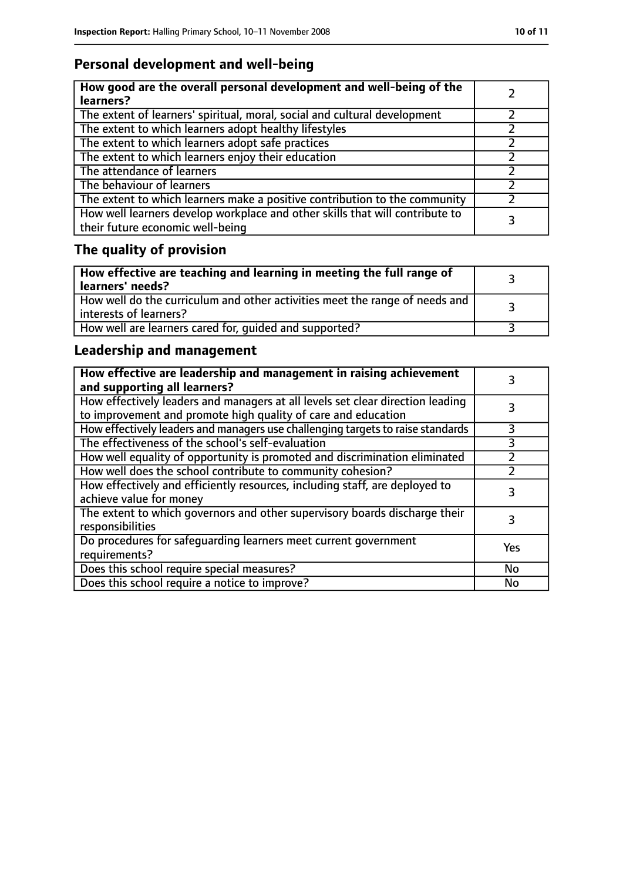## Personal development and well-being

| How good are the overall personal development and well-being of the learners? | 2 |
|---|---|
| The extent of learners' spiritual, moral, social and cultural development | 2 |
| The extent to which learners adopt healthy lifestyles | 2 |
| The extent to which learners adopt safe practices | 2 |
| The extent to which learners enjoy their education | 2 |
| The attendance of learners | 2 |
| The behaviour of learners | 2 |
| The extent to which learners make a positive contribution to the community | 2 |
| How well learners develop workplace and other skills that will contribute to their future economic well-being | 3 |

## The quality of provision

| How effective are teaching and learning in meeting the full range of learners' needs? | 3 |
|---|---|
| How well do the curriculum and other activities meet the range of needs and interests of learners? | 3 |
| How well are learners cared for, guided and supported? | 3 |

## Leadership and management

| How effective are leadership and management in raising achievement and supporting all learners? | 3 |
|---|---|
| How effectively leaders and managers at all levels set clear direction leading to improvement and promote high quality of care and education | 3 |
| How effectively leaders and managers use challenging targets to raise standards | 3 |
| The effectiveness of the school's self-evaluation | 3 |
| How well equality of opportunity is promoted and discrimination eliminated | 2 |
| How well does the school contribute to community cohesion? | 2 |
| How effectively and efficiently resources, including staff, are deployed to achieve value for money | 3 |
| The extent to which governors and other supervisory boards discharge their responsibilities | 3 |
| Do procedures for safeguarding learners meet current government requirements? | Yes |
| Does this school require special measures? | No |
| Does this school require a notice to improve? | No |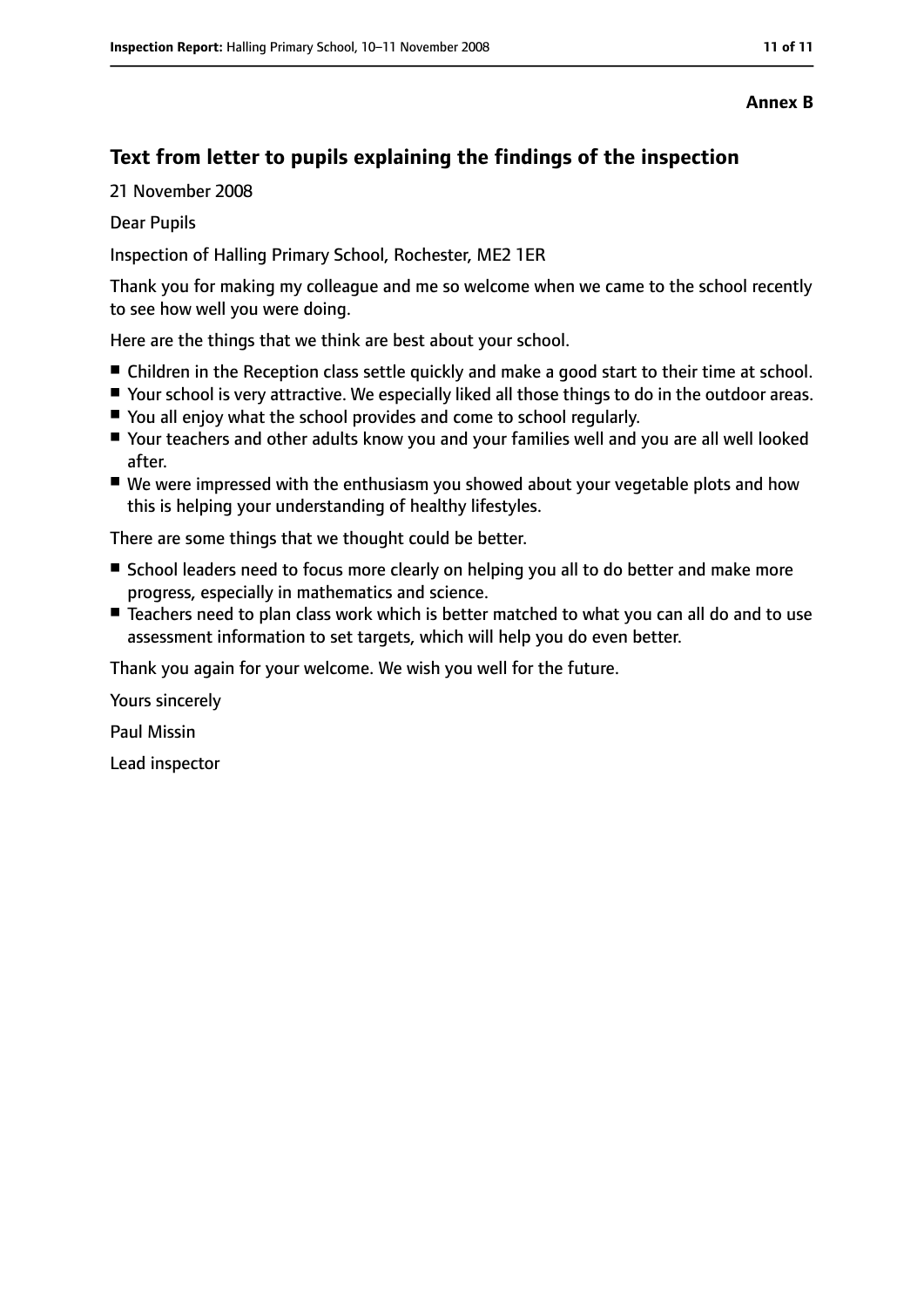**Annex B**

## Text from letter to pupils explaining the findings of the inspection

21 November 2008

Dear Pupils

Inspection of Halling Primary School, Rochester, ME2 1ER

Thank you for making my colleague and me so welcome when we came to the school recently to see how well you were doing.

Here are the things that we think are best about your school.

- Children in the Reception class settle quickly and make a good start to their time at school.
- Your school is very attractive. We especially liked all those things to do in the outdoor areas.
- You all enjoy what the school provides and come to school regularly.
- Your teachers and other adults know you and your families well and you are all well looked after.
- We were impressed with the enthusiasm you showed about your vegetable plots and how this is helping your understanding of healthy lifestyles.

There are some things that we thought could be better.

- School leaders need to focus more clearly on helping you all to do better and make more progress, especially in mathematics and science.
- Teachers need to plan class work which is better matched to what you can all do and to use assessment information to set targets, which will help you do even better.

Thank you again for your welcome. We wish you well for the future.

Yours sincerely

Paul Missin

Lead inspector